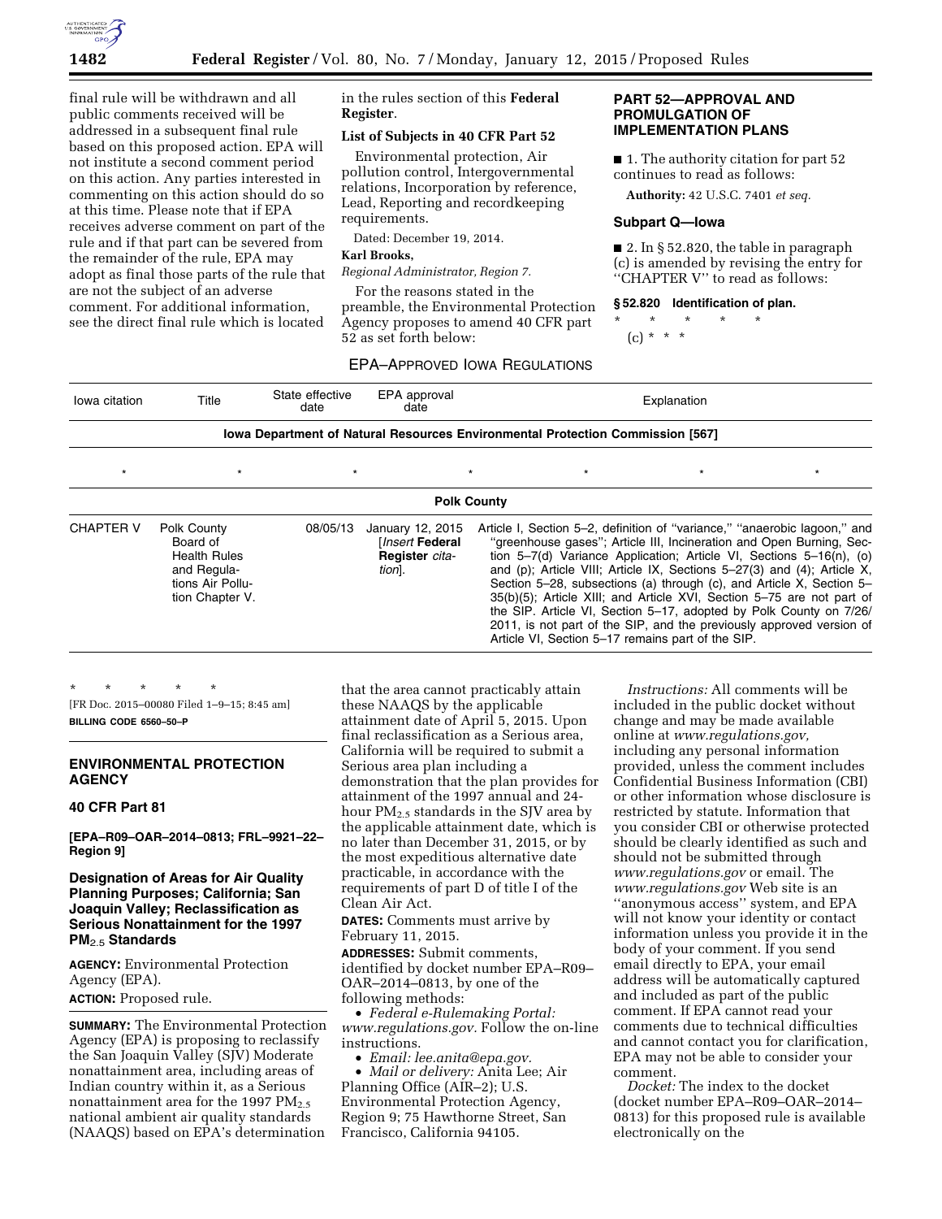final rule will be withdrawn and all public comments received will be addressed in a subsequent final rule based on this proposed action. EPA will not institute a second comment period on this action. Any parties interested in commenting on this action should do so at this time. Please note that if EPA receives adverse comment on part of the rule and if that part can be severed from the remainder of the rule, EPA may adopt as final those parts of the rule that are not the subject of an adverse comment. For additional information, see the direct final rule which is located in the rules section of this **Federal Register**.

**List of Subjects in 40 CFR Part 52**

Environmental protection, Air pollution control, Intergovernmental relations, Incorporation by reference, Lead, Reporting and recordkeeping requirements.

Dated: December 19, 2014.

**Karl Brooks,**

*Regional Administrator, Region 7.*

For the reasons stated in the preamble, the Environmental Protection Agency proposes to amend 40 CFR part 52 as set forth below:

## PART 52—APPROVAL AND PROMULGATION OF IMPLEMENTATION PLANS

■ 1. The authority citation for part 52 continues to read as follows:

**Authority:** 42 U.S.C. 7401 *et seq.*

### Subpart Q—Iowa

■ 2. In § 52.820, the table in paragraph (c) is amended by revising the entry for ''CHAPTER V'' to read as follows:

**§ 52.820 Identification of plan.**

\* \* \* \* \*

(c) \* \* \*

EPA–APPROVED IOWA REGULATIONS

| Iowa citation | Title | State effective date | EPA approval date | Explanation |
|---|---|---|---|---|
| **Iowa Department of Natural Resources Environmental Protection Commission [567]** | | | | |
| * | * | * | * | * |
| **Polk County** | | | | |
| CHAPTER V | Polk County Board of Health Rules and Regulations Air Pollution Chapter V. | 08/05/13 | January 12, 2015 [*Insert* **Federal Register** *citation*]. | Article I, Section 5–2, definition of "variance," "anaerobic lagoon," and "greenhouse gases"; Article III, Incineration and Open Burning, Section 5–7(d) Variance Application; Article VI, Sections 5–16(n), (o) and (p); Article VIII; Article IX, Sections 5–27(3) and (4); Article X, Section 5–28, subsections (a) through (c), and Article X, Section 5–35(b)(5); Article XIII; and Article XVI, Section 5–75 are not part of the SIP. Article VI, Section 5–17, adopted by Polk County on 7/26/2011, is not part of the SIP, and the previously approved version of Article VI, Section 5–17 remains part of the SIP. |

\* \* \* \* \*

[FR Doc. 2015–00080 Filed 1–9–15; 8:45 am]

**BILLING CODE 6560–50–P**

---

## ENVIRONMENTAL PROTECTION AGENCY

### 40 CFR Part 81

**[EPA–R09–OAR–2014–0813; FRL–9921–22–Region 9]**

### Designation of Areas for Air Quality Planning Purposes; California; San Joaquin Valley; Reclassification as Serious Nonattainment for the 1997 $PM_{2.5}$ Standards

**AGENCY:** Environmental Protection Agency (EPA).

**ACTION:** Proposed rule.

**SUMMARY:** The Environmental Protection Agency (EPA) is proposing to reclassify the San Joaquin Valley (SJV) Moderate nonattainment area, including areas of Indian country within it, as a Serious nonattainment area for the 1997 $PM_{2.5}$ national ambient air quality standards (NAAQS) based on EPA's determination that the area cannot practicably attain these NAAQS by the applicable attainment date of April 5, 2015. Upon final reclassification as a Serious area, California will be required to submit a Serious area plan including a demonstration that the plan provides for attainment of the 1997 annual and 24-hour $PM_{2.5}$ standards in the SJV area by the applicable attainment date, which is no later than December 31, 2015, or by the most expeditious alternative date practicable, in accordance with the requirements of part D of title I of the Clean Air Act.

**DATES:** Comments must arrive by February 11, 2015.

**ADDRESSES:** Submit comments, identified by docket number EPA–R09–OAR–2014–0813, by one of the following methods:

- *Federal e-Rulemaking Portal: www.regulations.gov.* Follow the on-line instructions.
- *Email: lee.anita@epa.gov.*
- *Mail or delivery:* Anita Lee; Air Planning Office (AIR–2); U.S. Environmental Protection Agency, Region 9; 75 Hawthorne Street, San Francisco, California 94105.

*Instructions:* All comments will be included in the public docket without change and may be made available online at *www.regulations.gov,* including any personal information provided, unless the comment includes Confidential Business Information (CBI) or other information whose disclosure is restricted by statute. Information that you consider CBI or otherwise protected should be clearly identified as such and should not be submitted through *www.regulations.gov* or email. The *www.regulations.gov* Web site is an ''anonymous access'' system, and EPA will not know your identity or contact information unless you provide it in the body of your comment. If you send email directly to EPA, your email address will be automatically captured and included as part of the public comment. If EPA cannot read your comments due to technical difficulties and cannot contact you for clarification, EPA may not be able to consider your comment.

*Docket:* The index to the docket (docket number EPA–R09–OAR–2014–0813) for this proposed rule is available electronically on the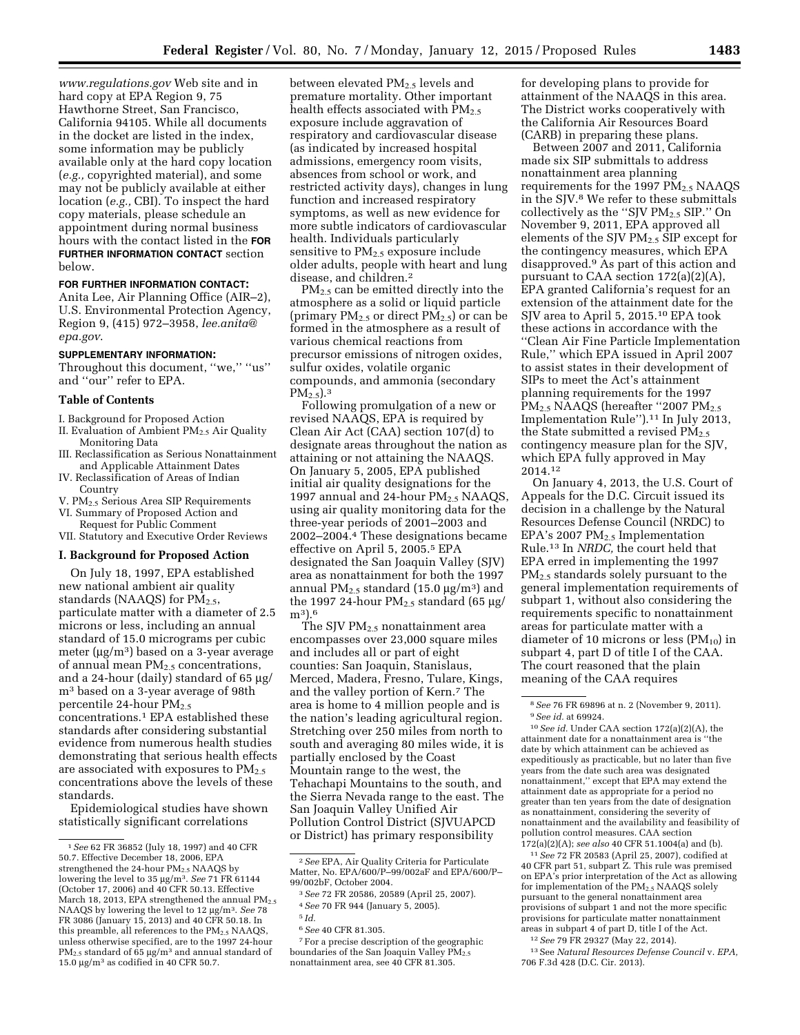*www.regulations.gov* Web site and in hard copy at EPA Region 9, 75 Hawthorne Street, San Francisco, California 94105. While all documents in the docket are listed in the index, some information may be publicly available only at the hard copy location (*e.g.,* copyrighted material), and some may not be publicly available at either location (*e.g.,* CBI). To inspect the hard copy materials, please schedule an appointment during normal business hours with the contact listed in the **FOR FURTHER INFORMATION CONTACT** section below.

**FOR FURTHER INFORMATION CONTACT:** Anita Lee, Air Planning Office (AIR–2), U.S. Environmental Protection Agency, Region 9, (415) 972–3958, *lee.anita@epa.gov*.

**SUPPLEMENTARY INFORMATION:** Throughout this document, "we," "us" and "our" refer to EPA.

## Table of Contents

I. Background for Proposed Action
II. Evaluation of Ambient $PM_{2.5}$ Air Quality Monitoring Data
III. Reclassification as Serious Nonattainment and Applicable Attainment Dates
IV. Reclassification of Areas of Indian Country
V. $PM_{2.5}$ Serious Area SIP Requirements
VI. Summary of Proposed Action and Request for Public Comment
VII. Statutory and Executive Order Reviews

## I. Background for Proposed Action

On July 18, 1997, EPA established new national ambient air quality standards (NAAQS) for $PM_{2.5}$, particulate matter with a diameter of 2.5 microns or less, including an annual standard of 15.0 micrograms per cubic meter (μg/m³) based on a 3-year average of annual mean $PM_{2.5}$ concentrations, and a 24-hour (daily) standard of 65 μg/m³ based on a 3-year average of 98th percentile 24-hour $PM_{2.5}$ concentrations.[1] EPA established these standards after considering substantial evidence from numerous health studies demonstrating that serious health effects are associated with exposures to $PM_{2.5}$ concentrations above the levels of these standards.

Epidemiological studies have shown statistically significant correlations between elevated $PM_{2.5}$ levels and premature mortality. Other important health effects associated with $PM_{2.5}$ exposure include aggravation of respiratory and cardiovascular disease (as indicated by increased hospital admissions, emergency room visits, absences from school or work, and restricted activity days), changes in lung function and increased respiratory symptoms, as well as new evidence for more subtle indicators of cardiovascular health. Individuals particularly sensitive to $PM_{2.5}$ exposure include older adults, people with heart and lung disease, and children.[2]

$PM_{2.5}$ can be emitted directly into the atmosphere as a solid or liquid particle (primary $PM_{2.5}$ or direct $PM_{2.5}$) or can be formed in the atmosphere as a result of various chemical reactions from precursor emissions of nitrogen oxides, sulfur oxides, volatile organic compounds, and ammonia (secondary $PM_{2.5}$).[3]

Following promulgation of a new or revised NAAQS, EPA is required by Clean Air Act (CAA) section 107(d) to designate areas throughout the nation as attaining or not attaining the NAAQS. On January 5, 2005, EPA published initial air quality designations for the 1997 annual and 24-hour $PM_{2.5}$ NAAQS, using air quality monitoring data for the three-year periods of 2001–2003 and 2002–2004.[4] These designations became effective on April 5, 2005.[5] EPA designated the San Joaquin Valley (SJV) area as nonattainment for both the 1997 annual $PM_{2.5}$ standard (15.0 μg/m³) and the 1997 24-hour $PM_{2.5}$ standard (65 μg/m³).[6]

The SJV $PM_{2.5}$ nonattainment area encompasses over 23,000 square miles and includes all or part of eight counties: San Joaquin, Stanislaus, Merced, Madera, Fresno, Tulare, Kings, and the valley portion of Kern.[7] The area is home to 4 million people and is the nation's leading agricultural region. Stretching over 250 miles from north to south and averaging 80 miles wide, it is partially enclosed by the Coast Mountain range to the west, the Tehachapi Mountains to the south, and the Sierra Nevada range to the east. The San Joaquin Valley Unified Air Pollution Control District (SJVUAPCD or District) has primary responsibility for developing plans to provide for attainment of the NAAQS in this area. The District works cooperatively with the California Air Resources Board (CARB) in preparing these plans.

Between 2007 and 2011, California made six SIP submittals to address nonattainment area planning requirements for the 1997 $PM_{2.5}$ NAAQS in the SJV.[8] We refer to these submittals collectively as the "SJV $PM_{2.5}$ SIP." On November 9, 2011, EPA approved all elements of the SJV $PM_{2.5}$ SIP except for the contingency measures, which EPA disapproved.[9] As part of this action and pursuant to CAA section 172(a)(2)(A), EPA granted California's request for an extension of the attainment date for the SJV area to April 5, 2015.[10] EPA took these actions in accordance with the "Clean Air Fine Particle Implementation Rule," which EPA issued in April 2007 to assist states in their development of SIPs to meet the Act's attainment planning requirements for the 1997 $PM_{2.5}$ NAAQS (hereafter "2007 $PM_{2.5}$ Implementation Rule").[11] In July 2013, the State submitted a revised $PM_{2.5}$ contingency measure plan for the SJV, which EPA fully approved in May 2014.[12]

On January 4, 2013, the U.S. Court of Appeals for the D.C. Circuit issued its decision in a challenge by the Natural Resources Defense Council (NRDC) to EPA's 2007 $PM_{2.5}$ Implementation Rule.[13] In *NRDC,* the court held that EPA erred in implementing the 1997 $PM_{2.5}$ standards solely pursuant to the general implementation requirements of subpart 1, without also considering the requirements specific to nonattainment areas for particulate matter with a diameter of 10 microns or less ($PM_{10}$) in subpart 4, part D of title I of the CAA. The court reasoned that the plain meaning of the CAA requires

---

[1] *See* 62 FR 36852 (July 18, 1997) and 40 CFR 50.7. Effective December 18, 2006, EPA strengthened the 24-hour $PM_{2.5}$ NAAQS by lowering the level to 35 μg/m³. *See* 71 FR 61144 (October 17, 2006) and 40 CFR 50.13. Effective March 18, 2013, EPA strengthened the annual $PM_{2.5}$ NAAQS by lowering the level to 12 μg/m³. *See* 78 FR 3086 (January 15, 2013) and 40 CFR 50.18. In this preamble, all references to the $PM_{2.5}$ NAAQS, unless otherwise specified, are to the 1997 24-hour $PM_{2.5}$ standard of 65 μg/m³ and annual standard of 15.0 μg/m³ as codified in 40 CFR 50.7.

[2] *See* EPA, Air Quality Criteria for Particulate Matter, No. EPA/600/P–99/002aF and EPA/600/P–99/002bF, October 2004.

[3] *See* 72 FR 20586, 20589 (April 25, 2007).

[4] *See* 70 FR 944 (January 5, 2005).

[5] *Id.*

[6] *See* 40 CFR 81.305.

[7] For a precise description of the geographic boundaries of the San Joaquin Valley $PM_{2.5}$ nonattainment area, see 40 CFR 81.305.

[8] *See* 76 FR 69896 at n. 2 (November 9, 2011).

[9] *See id.* at 69924.

[10] *See id.* Under CAA section 172(a)(2)(A), the attainment date for a nonattainment area is "the date by which attainment can be achieved as expeditiously as practicable, but no later than five years from the date such area was designated nonattainment," except that EPA may extend the attainment date as appropriate for a period no greater than ten years from the date of designation as nonattainment, considering the severity of nonattainment and the availability and feasibility of pollution control measures. CAA section 172(a)(2)(A); *see also* 40 CFR 51.1004(a) and (b).

[11] *See* 72 FR 20583 (April 25, 2007), codified at 40 CFR part 51, subpart Z. This rule was premised on EPA's prior interpretation of the Act as allowing for implementation of the $PM_{2.5}$ NAAQS solely pursuant to the general nonattainment area provisions of subpart 1 and not the more specific provisions for particulate matter nonattainment areas in subpart 4 of part D, title I of the Act.

[12] *See* 79 FR 29327 (May 22, 2014).

[13] See *Natural Resources Defense Council* v. *EPA,* 706 F.3d 428 (D.C. Cir. 2013).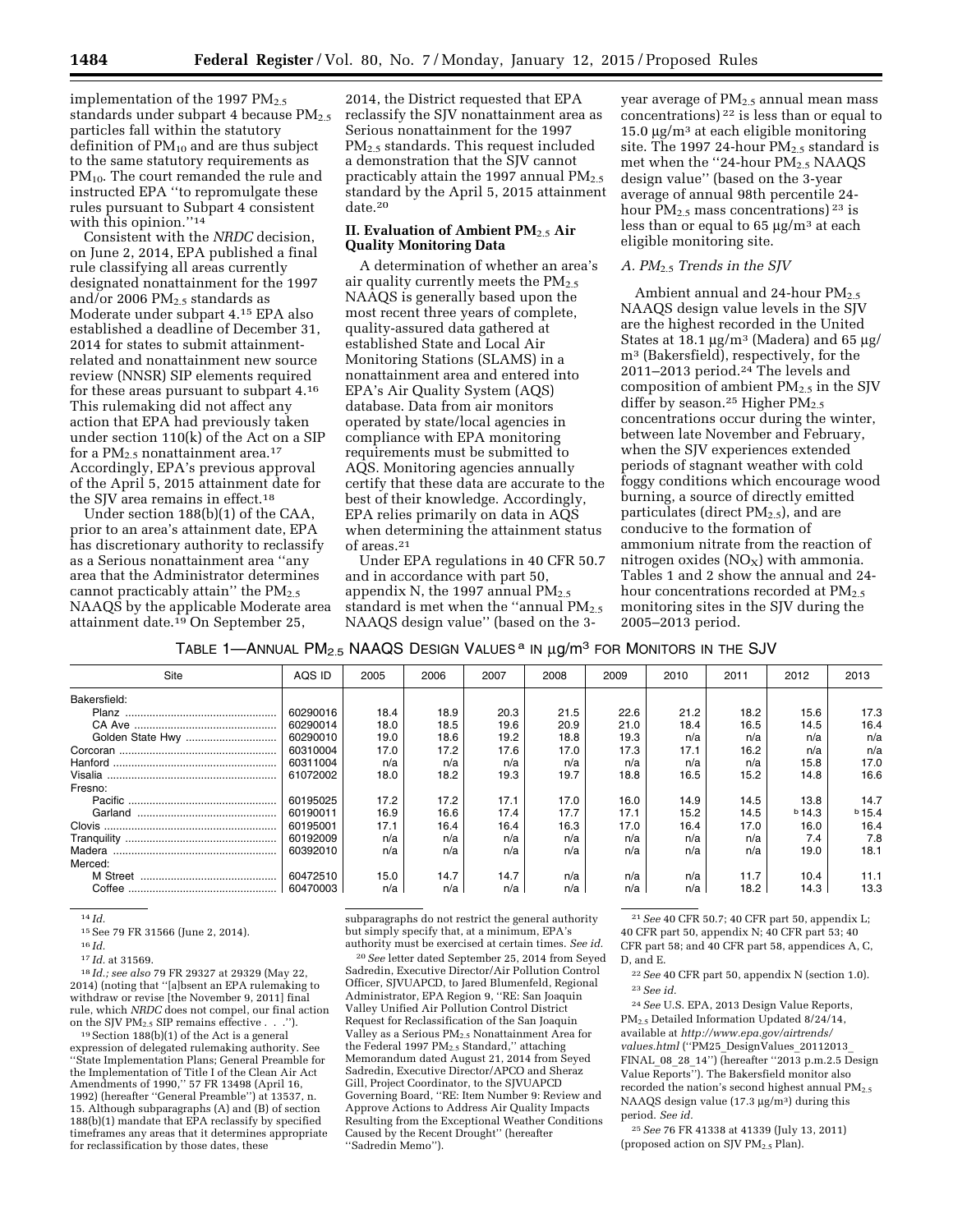implementation of the 1997 $PM_{2.5}$ standards under subpart 4 because $PM_{2.5}$ particles fall within the statutory definition of $PM_{10}$ and are thus subject to the same statutory requirements as $PM_{10}$. The court remanded the rule and instructed EPA "to repromulgate these rules pursuant to Subpart 4 consistent with this opinion."[14]

Consistent with the *NRDC* decision, on June 2, 2014, EPA published a final rule classifying all areas currently designated nonattainment for the 1997 and/or 2006 $PM_{2.5}$ standards as Moderate under subpart 4.[15] EPA also established a deadline of December 31, 2014 for states to submit attainment-related and nonattainment new source review (NNSR) SIP elements required for these areas pursuant to subpart 4.[16] This rulemaking did not affect any action that EPA had previously taken under section 110(k) of the Act on a SIP for a $PM_{2.5}$ nonattainment area.[17] Accordingly, EPA's previous approval of the April 5, 2015 attainment date for the SJV area remains in effect.[18]

Under section 188(b)(1) of the CAA, prior to an area's attainment date, EPA has discretionary authority to reclassify as a Serious nonattainment area "any area that the Administrator determines cannot practicably attain" the $PM_{2.5}$ NAAQS by the applicable Moderate area attainment date.[19] On September 25, 2014, the District requested that EPA reclassify the SJV nonattainment area as Serious nonattainment for the 1997 $PM_{2.5}$ standards. This request included a demonstration that the SJV cannot practicably attain the 1997 annual $PM_{2.5}$ standard by the April 5, 2015 attainment date.[20]

## II. Evaluation of Ambient $PM_{2.5}$ Air Quality Monitoring Data

A determination of whether an area's air quality currently meets the $PM_{2.5}$ NAAQS is generally based upon the most recent three years of complete, quality-assured data gathered at established State and Local Air Monitoring Stations (SLAMS) in a nonattainment area and entered into EPA's Air Quality System (AQS) database. Data from air monitors operated by state/local agencies in compliance with EPA monitoring requirements must be submitted to AQS. Monitoring agencies annually certify that these data are accurate to the best of their knowledge. Accordingly, EPA relies primarily on data in AQS when determining the attainment status of areas.[21]

Under EPA regulations in 40 CFR 50.7 and in accordance with part 50, appendix N, the 1997 annual $PM_{2.5}$ standard is met when the "annual $PM_{2.5}$ NAAQS design value" (based on the 3-year average of $PM_{2.5}$ annual mean mass concentrations)[22] is less than or equal to 15.0 µg/m³ at each eligible monitoring site. The 1997 24-hour $PM_{2.5}$ standard is met when the "24-hour $PM_{2.5}$ NAAQS design value" (based on the 3-year average of annual 98th percentile 24-hour $PM_{2.5}$ mass concentrations)[23] is less than or equal to 65 µg/m³ at each eligible monitoring site.

### A. $PM_{2.5}$ Trends in the SJV

Ambient annual and 24-hour $PM_{2.5}$ NAAQS design value levels in the SJV are the highest recorded in the United States at 18.1 µg/m³ (Madera) and 65 µg/m³ (Bakersfield), respectively, for the 2011–2013 period.[24] The levels and composition of ambient $PM_{2.5}$ in the SJV differ by season.[25] Higher $PM_{2.5}$ concentrations occur during the winter, between late November and February, when the SJV experiences extended periods of stagnant weather with cold foggy conditions which encourage wood burning, a source of directly emitted particulates (direct $PM_{2.5}$), and are conducive to the formation of ammonium nitrate from the reaction of nitrogen oxides ($NO_X$) with ammonia. Tables 1 and 2 show the annual and 24-hour concentrations recorded at $PM_{2.5}$ monitoring sites in the SJV during the 2005–2013 period.

TABLE 1—ANNUAL $PM_{2.5}$ NAAQS DESIGN VALUES[a] IN µg/m³ FOR MONITORS IN THE SJV

| Site | AQS ID | 2005 | 2006 | 2007 | 2008 | 2009 | 2010 | 2011 | 2012 | 2013 |
|---|---|---|---|---|---|---|---|---|---|---|
| Bakersfield: | | | | | | | | | | |
| Planz | 60290016 | 18.4 | 18.9 | 20.3 | 21.5 | 22.6 | 21.2 | 18.2 | 15.6 | 17.3 |
| CA Ave | 60290014 | 18.0 | 18.5 | 19.6 | 20.9 | 21.0 | 18.4 | 16.5 | 14.5 | 16.4 |
| Golden State Hwy | 60290010 | 19.0 | 18.6 | 19.2 | 18.8 | 19.3 | n/a | n/a | n/a | n/a |
| Corcoran | 60310004 | 17.0 | 17.2 | 17.6 | 17.0 | 17.3 | 17.1 | 16.2 | n/a | n/a |
| Hanford | 60311004 | n/a | n/a | n/a | n/a | n/a | n/a | n/a | 15.8 | 17.0 |
| Visalia | 61072002 | 18.0 | 18.2 | 19.3 | 19.7 | 18.8 | 16.5 | 15.2 | 14.8 | 16.6 |
| Fresno: | | | | | | | | | | |
| Pacific | 60195025 | 17.2 | 17.2 | 17.1 | 17.0 | 16.0 | 14.9 | 14.5 | 13.8 | 14.7 |
| Garland | 60190011 | 16.9 | 16.6 | 17.4 | 17.7 | 17.1 | 15.2 | 14.5 | [b] 14.3 | [b] 15.4 |
| Clovis | 60195001 | 17.1 | 16.4 | 16.4 | 16.3 | 17.0 | 16.4 | 17.0 | 16.0 | 16.4 |
| Tranquility | 60192009 | n/a | n/a | n/a | n/a | n/a | n/a | n/a | 7.4 | 7.8 |
| Madera | 60392010 | n/a | n/a | n/a | n/a | n/a | n/a | n/a | 19.0 | 18.1 |
| Merced: | | | | | | | | | | |
| M Street | 60472510 | 15.0 | 14.7 | 14.7 | n/a | n/a | n/a | 11.7 | 10.4 | 11.1 |
| Coffee | 60470003 | n/a | n/a | n/a | n/a | n/a | n/a | 18.2 | 14.3 | 13.3 |

[14] *Id.*

[15] See 79 FR 31566 (June 2, 2014).

[16] *Id.*

[17] *Id.* at 31569.

[18] *Id.; see also* 79 FR 29327 at 29329 (May 22, 2014) (noting that "[a]bsent an EPA rulemaking to withdraw or revise [the November 9, 2011] final rule, which *NRDC* does not compel, our final action on the SJV $PM_{2.5}$ SIP remains effective . . .").

[19] Section 188(b)(1) of the Act is a general expression of delegated rulemaking authority. See "State Implementation Plans; General Preamble for the Implementation of Title I of the Clean Air Act Amendments of 1990," 57 FR 13498 (April 16, 1992) (hereafter "General Preamble") at 13537, n. 15. Although subparagraphs (A) and (B) of section 188(b)(1) mandate that EPA reclassify by specified timeframes any areas that it determines appropriate for reclassification by those dates, these subparagraphs do not restrict the general authority but simply specify that, at a minimum, EPA's authority must be exercised at certain times. *See id.*

[20] *See* letter dated September 25, 2014 from Seyed Sadredin, Executive Director/Air Pollution Control Officer, SJVUAPCD, to Jared Blumenfeld, Regional Administrator, EPA Region 9, "RE: San Joaquin Valley Unified Air Pollution Control District Request for Reclassification of the San Joaquin Valley as a Serious $PM_{2.5}$ Nonattainment Area for the Federal 1997 $PM_{2.5}$ Standard," attaching Memorandum dated August 21, 2014 from Seyed Sadredin, Executive Director/APCO and Sheraz Gill, Project Coordinator, to the SJVUAPCD Governing Board, "RE: Item Number 9: Review and Approve Actions to Address Air Quality Impacts Resulting from the Exceptional Weather Conditions Caused by the Recent Drought" (hereafter "Sadredin Memo").

[21] *See* 40 CFR 50.7; 40 CFR part 50, appendix L; 40 CFR part 50, appendix N; 40 CFR part 53; 40 CFR part 58; and 40 CFR part 58, appendices A, C, D, and E.

[22] *See* 40 CFR part 50, appendix N (section 1.0).

[23] *See id.*

[24] *See* U.S. EPA, 2013 Design Value Reports, $PM_{2.5}$ Detailed Information Updated 8/24/14, available at *http://www.epa.gov/airtrends/values.html* ("PM25_DesignValues_20112013_FINAL_08_28_14") (hereafter "2013 p.m.2.5 Design Value Reports"). The Bakersfield monitor also recorded the nation's second highest annual $PM_{2.5}$ NAAQS design value (17.3 µg/m³) during this period. *See id.*

[25] *See* 76 FR 41338 at 41339 (July 13, 2011) (proposed action on SJV $PM_{2.5}$ Plan).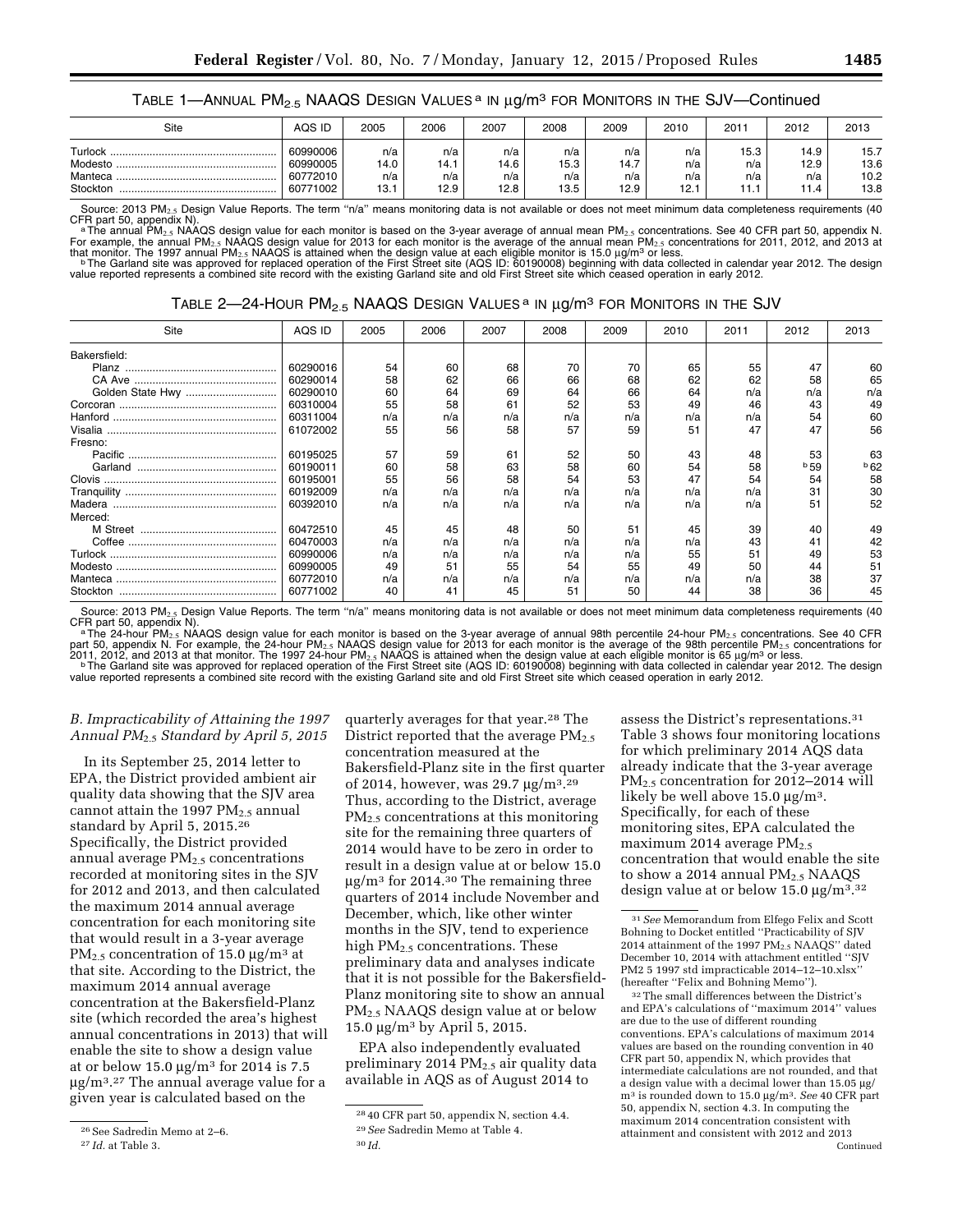TABLE 1—ANNUAL $PM_{2.5}$ NAAQS DESIGN VALUES [a] IN $\mu g/m^3$ FOR MONITORS IN THE SJV—Continued

| Site | AQS ID | 2005 | 2006 | 2007 | 2008 | 2009 | 2010 | 2011 | 2012 | 2013 |
|---|---|---|---|---|---|---|---|---|---|---|
| Turlock | 60990006 | n/a | n/a | n/a | n/a | n/a | n/a | 15.3 | 14.9 | 15.7 |
| Modesto | 60990005 | 14.0 | 14.1 | 14.6 | 15.3 | 14.7 | n/a | n/a | 12.9 | 13.6 |
| Manteca | 60772010 | n/a | n/a | n/a | n/a | n/a | n/a | n/a | n/a | 10.2 |
| Stockton | 60771002 | 13.1 | 12.9 | 12.8 | 13.5 | 12.9 | 12.1 | 11.1 | 11.4 | 13.8 |

Source: 2013 $PM_{2.5}$ Design Value Reports. The term "n/a" means monitoring data is not available or does not meet minimum data completeness requirements (40 CFR part 50, appendix N).

[a] The annual $PM_{2.5}$ NAAQS design value for each monitor is based on the 3-year average of annual mean $PM_{2.5}$ concentrations. See 40 CFR part 50, appendix N. For example, the annual $PM_{2.5}$ NAAQS design value for 2013 for each monitor is the average of the annual mean $PM_{2.5}$ concentrations for 2011, 2012, and 2013 at that monitor. The 1997 annual $PM_{2.5}$ NAAQS is attained when the design value at each eligible monitor is 15.0 $\mu g/m^3$ or less.

[b] The Garland site was approved for replaced operation of the First Street site (AQS ID: 60190008) beginning with data collected in calendar year 2012. The design value reported represents a combined site record with the existing Garland site and old First Street site which ceased operation in early 2012.

TABLE 2—24-HOUR $PM_{2.5}$ NAAQS DESIGN VALUES [a] IN $\mu g/m^3$ FOR MONITORS IN THE SJV

| Site | AQS ID | 2005 | 2006 | 2007 | 2008 | 2009 | 2010 | 2011 | 2012 | 2013 |
|---|---|---|---|---|---|---|---|---|---|---|
| Bakersfield: | | | | | | | | | | |
| Planz | 60290016 | 54 | 60 | 68 | 70 | 70 | 65 | 55 | 47 | 60 |
| CA Ave | 60290014 | 58 | 62 | 66 | 66 | 68 | 62 | 62 | 58 | 65 |
| Golden State Hwy | 60290010 | 60 | 64 | 69 | 64 | 66 | 64 | n/a | n/a | n/a |
| Corcoran | 60310004 | 55 | 58 | 61 | 52 | 53 | 49 | 46 | 43 | 49 |
| Hanford | 60311004 | n/a | n/a | n/a | n/a | n/a | n/a | n/a | 54 | 60 |
| Visalia | 61072002 | 55 | 56 | 58 | 57 | 59 | 51 | 47 | 47 | 56 |
| Fresno: | | | | | | | | | | |
| Pacific | 60195025 | 57 | 59 | 61 | 52 | 50 | 43 | 48 | 53 | 63 |
| Garland | 60190011 | 60 | 58 | 63 | 58 | 60 | 54 | 58 | [b] 59 | [b] 62 |
| Clovis | 60195001 | 55 | 56 | 58 | 54 | 53 | 47 | 54 | 54 | 58 |
| Tranquility | 60192009 | n/a | n/a | n/a | n/a | n/a | n/a | n/a | 31 | 30 |
| Madera | 60392010 | n/a | n/a | n/a | n/a | n/a | n/a | n/a | 51 | 52 |
| Merced: | | | | | | | | | | |
| M Street | 60472510 | 45 | 45 | 48 | 50 | 51 | 45 | 39 | 40 | 49 |
| Coffee | 60470003 | n/a | n/a | n/a | n/a | n/a | n/a | 43 | 41 | 42 |
| Turlock | 60990006 | n/a | n/a | n/a | n/a | n/a | n/a | 55 | 51 | 49 | 53 |
| Modesto | 60990005 | 49 | 51 | 55 | 54 | 55 | 49 | 50 | 44 | 51 |
| Manteca | 60772010 | n/a | n/a | n/a | n/a | n/a | n/a | n/a | 38 | 37 |
| Stockton | 60771002 | 40 | 41 | 45 | 51 | 50 | 44 | 38 | 36 | 45 |

Source: 2013 $PM_{2.5}$ Design Value Reports. The term "n/a" means monitoring data is not available or does not meet minimum data completeness requirements (40 CFR part 50, appendix N).

[a] The 24-hour $PM_{2.5}$ NAAQS design value for each monitor is based on the 3-year average of annual 98th percentile 24-hour $PM_{2.5}$ concentrations. See 40 CFR part 50, appendix N. For example, the 24-hour $PM_{2.5}$ NAAQS design value for 2013 for each monitor is the average of the 98th percentile $PM_{2.5}$ concentrations for 2011, 2012, and 2013 at that monitor. The 1997 24-hour $PM_{2.5}$ NAAQS is attained when the design value at each eligible monitor is 65 $\mu g/m^3$ or less.

[b] The Garland site was approved for replaced operation of the First Street site (AQS ID: 60190008) beginning with data collected in calendar year 2012. The design value reported represents a combined site record with the existing Garland site and old First Street site which ceased operation in early 2012.

### *B. Impracticability of Attaining the 1997 Annual $PM_{2.5}$ Standard by April 5, 2015*

In its September 25, 2014 letter to EPA, the District provided ambient air quality data showing that the SJV area cannot attain the 1997 $PM_{2.5}$ annual standard by April 5, 2015.[26] Specifically, the District provided annual average $PM_{2.5}$ concentrations recorded at monitoring sites in the SJV for 2012 and 2013, and then calculated the maximum 2014 annual average concentration for each monitoring site that would result in a 3-year average $PM_{2.5}$ concentration of 15.0 $\mu g/m^3$ at that site. According to the District, the maximum 2014 annual average concentration at the Bakersfield-Planz site (which recorded the area's highest annual concentrations in 2013) that will enable the site to show a design value at or below 15.0 $\mu g/m^3$ for 2014 is 7.5 $\mu g/m^3$.[27] The annual average value for a given year is calculated based on the quarterly averages for that year.[28] The District reported that the average $PM_{2.5}$ concentration measured at the Bakersfield-Planz site in the first quarter of 2014, however, was 29.7 $\mu g/m^3$.[29] Thus, according to the District, average $PM_{2.5}$ concentrations at this monitoring site for the remaining three quarters of 2014 would have to be zero in order to result in a design value at or below 15.0 $\mu g/m^3$ for 2014.[30] The remaining three quarters of 2014 include November and December, which, like other winter months in the SJV, tend to experience high $PM_{2.5}$ concentrations. These preliminary data and analyses indicate that it is not possible for the Bakersfield-Planz monitoring site to show an annual $PM_{2.5}$ NAAQS design value at or below 15.0 $\mu g/m^3$ by April 5, 2015.

EPA also independently evaluated preliminary 2014 $PM_{2.5}$ air quality data available in AQS as of August 2014 to assess the District's representations.[31] Table 3 shows four monitoring locations for which preliminary 2014 AQS data already indicate that the 3-year average $PM_{2.5}$ concentration for 2012–2014 will likely be well above 15.0 $\mu g/m^3$. Specifically, for each of these monitoring sites, EPA calculated the maximum 2014 average $PM_{2.5}$ concentration that would enable the site to show a 2014 annual $PM_{2.5}$ NAAQS design value at or below 15.0 $\mu g/m^3$.[32]

---

[26] See Sadredin Memo at 2–6.

[27] *Id.* at Table 3.

[28] 40 CFR part 50, appendix N, section 4.4.

[29] *See* Sadredin Memo at Table 4.

[30] *Id.*

[31] *See* Memorandum from Elfego Felix and Scott Bohning to Docket entitled "Practicability of SJV 2014 attainment of the 1997 $PM_{2.5}$ NAAQS" dated December 10, 2014 with attachment entitled "SJV PM2 5 1997 std impracticable 2014–12–10.xlsx" (hereafter "Felix and Bohning Memo").

[32] The small differences between the District's and EPA's calculations of "maximum 2014" values are due to the use of different rounding conventions. EPA's calculations of maximum 2014 values are based on the rounding convention in 40 CFR part 50, appendix N, which provides that intermediate calculations are not rounded, and that a design value with a decimal lower than 15.05 $\mu g/m^3$ is rounded down to 15.0 $\mu g/m^3$. *See* 40 CFR part 50, appendix N, section 4.3. In computing the maximum 2014 concentration consistent with attainment and consistent with 2012 and 2013

Continued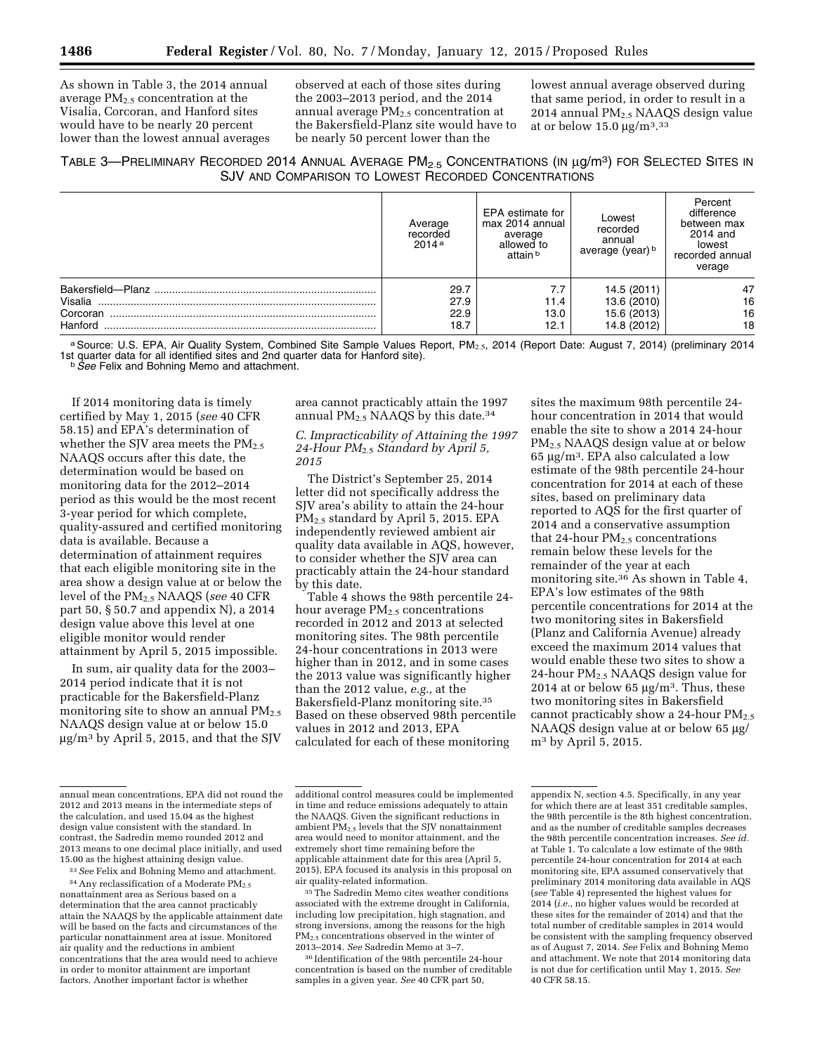As shown in Table 3, the 2014 annual average $PM_{2.5}$ concentration at the Visalia, Corcoran, and Hanford sites would have to be nearly 20 percent lower than the lowest annual averages observed at each of those sites during the 2003–2013 period, and the 2014 annual average $PM_{2.5}$ concentration at the Bakersfield-Planz site would have to be nearly 50 percent lower than the lowest annual average observed during that same period, in order to result in a 2014 annual $PM_{2.5}$ NAAQS design value at or below 15.0 µg/m³.[33]

TABLE 3—PRELIMINARY RECORDED 2014 ANNUAL AVERAGE $PM_{2.5}$ CONCENTRATIONS (IN µg/m³) FOR SELECTED SITES IN SJV AND COMPARISON TO LOWEST RECORDED CONCENTRATIONS

| | Average recorded 2014[a] | EPA estimate for max 2014 annual average allowed to attain[b] | Lowest recorded annual average (year)[b] | Percent difference between max 2014 and lowest recorded annual verage |
|---|---|---|---|---|
| Bakersfield—Planz | 29.7 | 7.7 | 14.5 (2011) | 47 |
| Visalia | 27.9 | 11.4 | 13.6 (2010) | 16 |
| Corcoran | 22.9 | 13.0 | 15.6 (2013) | 16 |
| Hanford | 18.7 | 12.1 | 14.8 (2012) | 18 |

[a] Source: U.S. EPA, Air Quality System, Combined Site Sample Values Report, $PM_{2.5}$, 2014 (Report Date: August 7, 2014) (preliminary 2014 1st quarter data for all identified sites and 2nd quarter data for Hanford site).

[b] *See* Felix and Bohning Memo and attachment.

If 2014 monitoring data is timely certified by May 1, 2015 (*see* 40 CFR 58.15) and EPA's determination of whether the SJV area meets the $PM_{2.5}$ NAAQS occurs after this date, the determination would be based on monitoring data for the 2012–2014 period as this would be the most recent 3-year period for which complete, quality-assured and certified monitoring data is available. Because a determination of attainment requires that each eligible monitoring site in the area show a design value at or below the level of the $PM_{2.5}$ NAAQS (*see* 40 CFR part 50, § 50.7 and appendix N), a 2014 design value above this level at one eligible monitor would render attainment by April 5, 2015 impossible.

In sum, air quality data for the 2003–2014 period indicate that it is not practicable for the Bakersfield-Planz monitoring site to show an annual $PM_{2.5}$ NAAQS design value at or below 15.0 µg/m³ by April 5, 2015, and that the SJV area cannot practicably attain the 1997 annual $PM_{2.5}$ NAAQS by this date.[34]

### *C. Impracticability of Attaining the 1997 24-Hour $PM_{2.5}$ Standard by April 5, 2015*

The District's September 25, 2014 letter did not specifically address the SJV area's ability to attain the 24-hour $PM_{2.5}$ standard by April 5, 2015. EPA independently reviewed ambient air quality data available in AQS, however, to consider whether the SJV area can practicably attain the 24-hour standard by this date.

Table 4 shows the 98th percentile 24-hour average $PM_{2.5}$ concentrations recorded in 2012 and 2013 at selected monitoring sites. The 98th percentile 24-hour concentrations in 2013 were higher than in 2012, and in some cases the 2013 value was significantly higher than the 2012 value, *e.g.,* at the Bakersfield-Planz monitoring site.[35] Based on these observed 98th percentile values in 2012 and 2013, EPA calculated for each of these monitoring sites the maximum 98th percentile 24-hour concentration in 2014 that would enable the site to show a 2014 24-hour $PM_{2.5}$ NAAQS design value at or below 65 µg/m³. EPA also calculated a low estimate of the 98th percentile 24-hour concentration for 2014 at each of these sites, based on preliminary data reported to AQS for the first quarter of 2014 and a conservative assumption that 24-hour $PM_{2.5}$ concentrations remain below these levels for the remainder of the year at each monitoring site.[36] As shown in Table 4, EPA's low estimates of the 98th percentile concentrations for 2014 at the two monitoring sites in Bakersfield (Planz and California Avenue) already exceed the maximum 2014 values that would enable these two sites to show a 24-hour $PM_{2.5}$ NAAQS design value for 2014 at or below 65 µg/m³. Thus, these two monitoring sites in Bakersfield cannot practicably show a 24-hour $PM_{2.5}$ NAAQS design value at or below 65 µg/m³ by April 5, 2015.

---

annual mean concentrations, EPA did not round the 2012 and 2013 means in the intermediate steps of the calculation, and used 15.04 as the highest design value consistent with the standard. In contrast, the Sadredin memo rounded 2012 and 2013 means to one decimal place initially, and used 15.00 as the highest attaining design value.

[33] *See* Felix and Bohning Memo and attachment.

[34] Any reclassification of a Moderate $PM_{2.5}$ nonattainment area as Serious based on a determination that the area cannot practicably attain the NAAQS by the applicable attainment date will be based on the facts and circumstances of the particular nonattainment area at issue. Monitored air quality and the reductions in ambient concentrations that the area would need to achieve in order to monitor attainment are important factors. Another important factor is whether additional control measures could be implemented in time and reduce emissions adequately to attain the NAAQS. Given the significant reductions in ambient $PM_{2.5}$ levels that the SJV nonattainment area would need to monitor attainment, and the extremely short time remaining before the applicable attainment date for this area (April 5, 2015), EPA focused its analysis in this proposal on air quality-related information.

[35] The Sadredin Memo cites weather conditions associated with the extreme drought in California, including low precipitation, high stagnation, and strong inversions, among the reasons for the high $PM_{2.5}$ concentrations observed in the winter of 2013–2014. *See* Sadredin Memo at 3–7.

[36] Identification of the 98th percentile 24-hour concentration is based on the number of creditable samples in a given year. *See* 40 CFR part 50, appendix N, section 4.5. Specifically, in any year for which there are at least 351 creditable samples, the 98th percentile is the 8th highest concentration, and as the number of creditable samples decreases the 98th percentile concentration increases. *See id.* at Table 1. To calculate a low estimate of the 98th percentile 24-hour concentration for 2014 at each monitoring site, EPA assumed conservatively that preliminary 2014 monitoring data available in AQS (*see* Table 4) represented the highest values for 2014 (*i.e.,* no higher values would be recorded at these sites for the remainder of 2014) and that the total number of creditable samples in 2014 would be consistent with the sampling frequency observed as of August 7, 2014. *See* Felix and Bohning Memo and attachment. We note that 2014 monitoring data is not due for certification until May 1, 2015. *See* 40 CFR 58.15.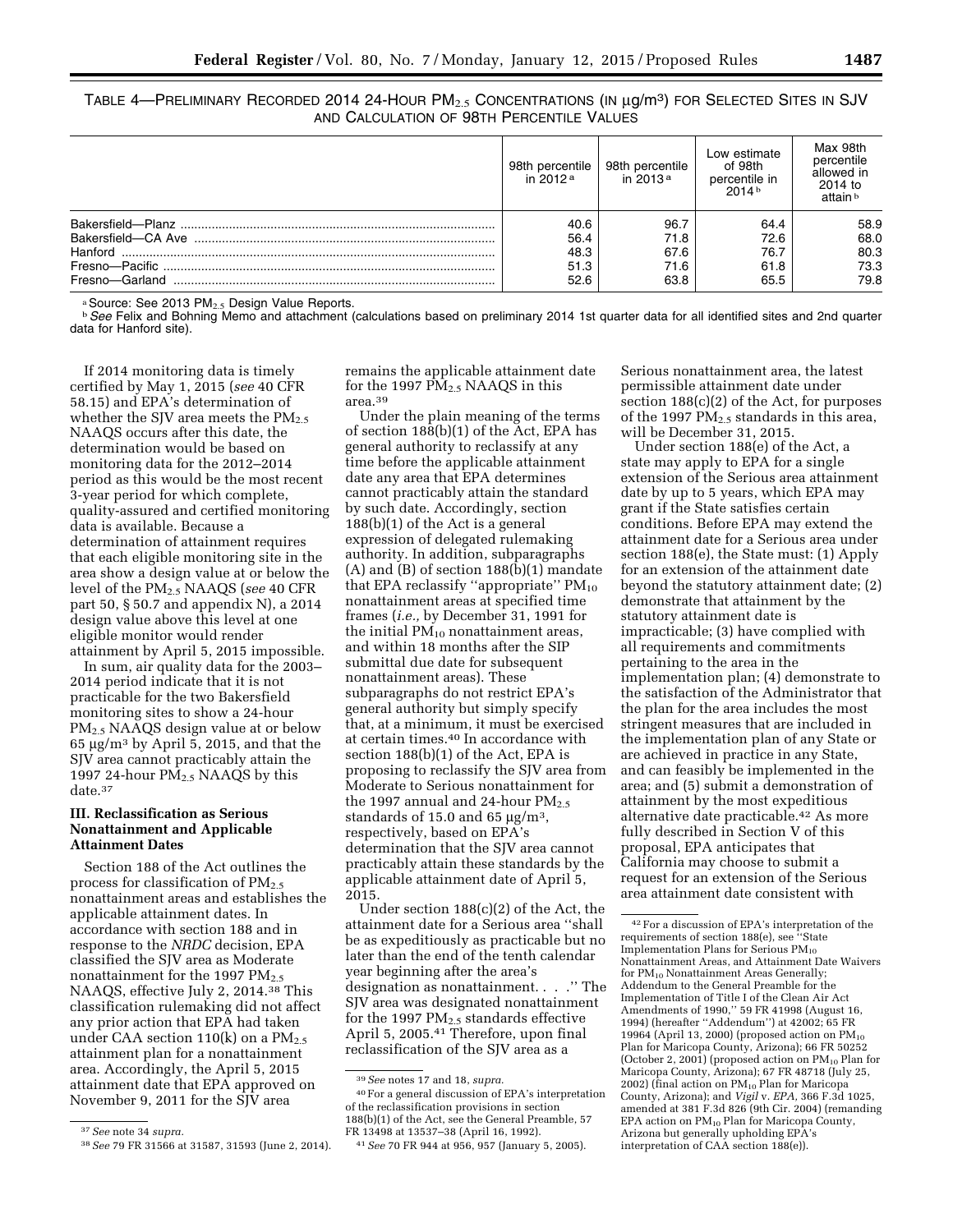TABLE 4—PRELIMINARY RECORDED 2014 24-HOUR $PM_{2.5}$ CONCENTRATIONS (IN μg/m³) FOR SELECTED SITES IN SJV AND CALCULATION OF 98TH PERCENTILE VALUES

| | 98th percentile in 2012[a] | 98th percentile in 2013[a] | Low estimate of 98th percentile in 2014[b] | Max 98th percentile allowed in 2014 to attain[b] |
|---|---|---|---|---|
| Bakersfield—Planz | 40.6 | 96.7 | 64.4 | 58.9 |
| Bakersfield—CA Ave | 56.4 | 71.8 | 72.6 | 68.0 |
| Hanford | 48.3 | 67.6 | 76.7 | 80.3 |
| Fresno—Pacific | 51.3 | 71.6 | 61.8 | 73.3 |
| Fresno—Garland | 52.6 | 63.8 | 65.5 | 79.8 |

[a] Source: See 2013 $PM_{2.5}$ Design Value Reports.

[b] *See* Felix and Bohning Memo and attachment (calculations based on preliminary 2014 1st quarter data for all identified sites and 2nd quarter data for Hanford site).

If 2014 monitoring data is timely certified by May 1, 2015 (*see* 40 CFR 58.15) and EPA's determination of whether the SJV area meets the $PM_{2.5}$ NAAQS occurs after this date, the determination would be based on monitoring data for the 2012–2014 period as this would be the most recent 3-year period for which complete, quality-assured and certified monitoring data is available. Because a determination of attainment requires that each eligible monitoring site in the area show a design value at or below the level of the $PM_{2.5}$ NAAQS (*see* 40 CFR part 50, § 50.7 and appendix N), a 2014 design value above this level at one eligible monitor would render attainment by April 5, 2015 impossible.

In sum, air quality data for the 2003–2014 period indicate that it is not practicable for the two Bakersfield monitoring sites to show a 24-hour $PM_{2.5}$ NAAQS design value at or below 65 μg/m³ by April 5, 2015, and that the SJV area cannot practicably attain the 1997 24-hour $PM_{2.5}$ NAAQS by this date.[37]

### III. Reclassification as Serious Nonattainment and Applicable Attainment Dates

Section 188 of the Act outlines the process for classification of $PM_{2.5}$ nonattainment areas and establishes the applicable attainment dates. In accordance with section 188 and in response to the *NRDC* decision, EPA classified the SJV area as Moderate nonattainment for the 1997 $PM_{2.5}$ NAAQS, effective July 2, 2014.[38] This classification rulemaking did not affect any prior action that EPA had taken under CAA section 110(k) on a $PM_{2.5}$ attainment plan for a nonattainment area. Accordingly, the April 5, 2015 attainment date that EPA approved on November 9, 2011 for the SJV area remains the applicable attainment date for the 1997 $PM_{2.5}$ NAAQS in this area.[39]

Under the plain meaning of the terms of section 188(b)(1) of the Act, EPA has general authority to reclassify at any time before the applicable attainment date any area that EPA determines cannot practicably attain the standard by such date. Accordingly, section 188(b)(1) of the Act is a general expression of delegated rulemaking authority. In addition, subparagraphs (A) and (B) of section 188(b)(1) mandate that EPA reclassify ''appropriate'' $PM_{10}$ nonattainment areas at specified time frames (*i.e.,* by December 31, 1991 for the initial $PM_{10}$ nonattainment areas, and within 18 months after the SIP submittal due date for subsequent nonattainment areas). These subparagraphs do not restrict EPA's general authority but simply specify that, at a minimum, it must be exercised at certain times.[40] In accordance with section 188(b)(1) of the Act, EPA is proposing to reclassify the SJV area from Moderate to Serious nonattainment for the 1997 annual and 24-hour $PM_{2.5}$ standards of 15.0 and 65 μg/m³, respectively, based on EPA's determination that the SJV area cannot practicably attain these standards by the applicable attainment date of April 5, 2015.

Under section 188(c)(2) of the Act, the attainment date for a Serious area ''shall be as expeditiously as practicable but no later than the end of the tenth calendar year beginning after the area's designation as nonattainment. . . .'' The SJV area was designated nonattainment for the 1997 $PM_{2.5}$ standards effective April 5, 2005.[41] Therefore, upon final reclassification of the SJV area as a Serious nonattainment area, the latest permissible attainment date under section 188(c)(2) of the Act, for purposes of the 1997 $PM_{2.5}$ standards in this area, will be December 31, 2015.

Under section 188(e) of the Act, a state may apply to EPA for a single extension of the Serious area attainment date by up to 5 years, which EPA may grant if the State satisfies certain conditions. Before EPA may extend the attainment date for a Serious area under section 188(e), the State must: (1) Apply for an extension of the attainment date beyond the statutory attainment date; (2) demonstrate that attainment by the statutory attainment date is impracticable; (3) have complied with all requirements and commitments pertaining to the area in the implementation plan; (4) demonstrate to the satisfaction of the Administrator that the plan for the area includes the most stringent measures that are included in the implementation plan of any State or are achieved in practice in any State, and can feasibly be implemented in the area; and (5) submit a demonstration of attainment by the most expeditious alternative date practicable.[42] As more fully described in Section V of this proposal, EPA anticipates that California may choose to submit a request for an extension of the Serious area attainment date consistent with

[37] *See* note 34 *supra.*

[38] *See* 79 FR 31566 at 31587, 31593 (June 2, 2014).

[39] *See* notes 17 and 18, *supra.*

[40] For a general discussion of EPA's interpretation of the reclassification provisions in section 188(b)(1) of the Act, see the General Preamble, 57 FR 13498 at 13537–38 (April 16, 1992).

[41] *See* 70 FR 944 at 956, 957 (January 5, 2005).

[42] For a discussion of EPA's interpretation of the requirements of section 188(e), see ''State Implementation Plans for Serious $PM_{10}$ Nonattainment Areas, and Attainment Date Waivers for $PM_{10}$ Nonattainment Areas Generally; Addendum to the General Preamble for the Implementation of Title I of the Clean Air Act Amendments of 1990,'' 59 FR 41998 (August 16, 1994) (hereafter ''Addendum'') at 42002; 65 FR 19964 (April 13, 2000) (proposed action on $PM_{10}$ Plan for Maricopa County, Arizona); 66 FR 50252 (October 2, 2001) (proposed action on $PM_{10}$ Plan for Maricopa County, Arizona); 67 FR 48718 (July 25, 2002) (final action on $PM_{10}$ Plan for Maricopa County, Arizona); and *Vigil* v. *EPA,* 366 F.3d 1025, amended at 381 F.3d 826 (9th Cir. 2004) (remanding EPA action on $PM_{10}$ Plan for Maricopa County, Arizona but generally upholding EPA's interpretation of CAA section 188(e)).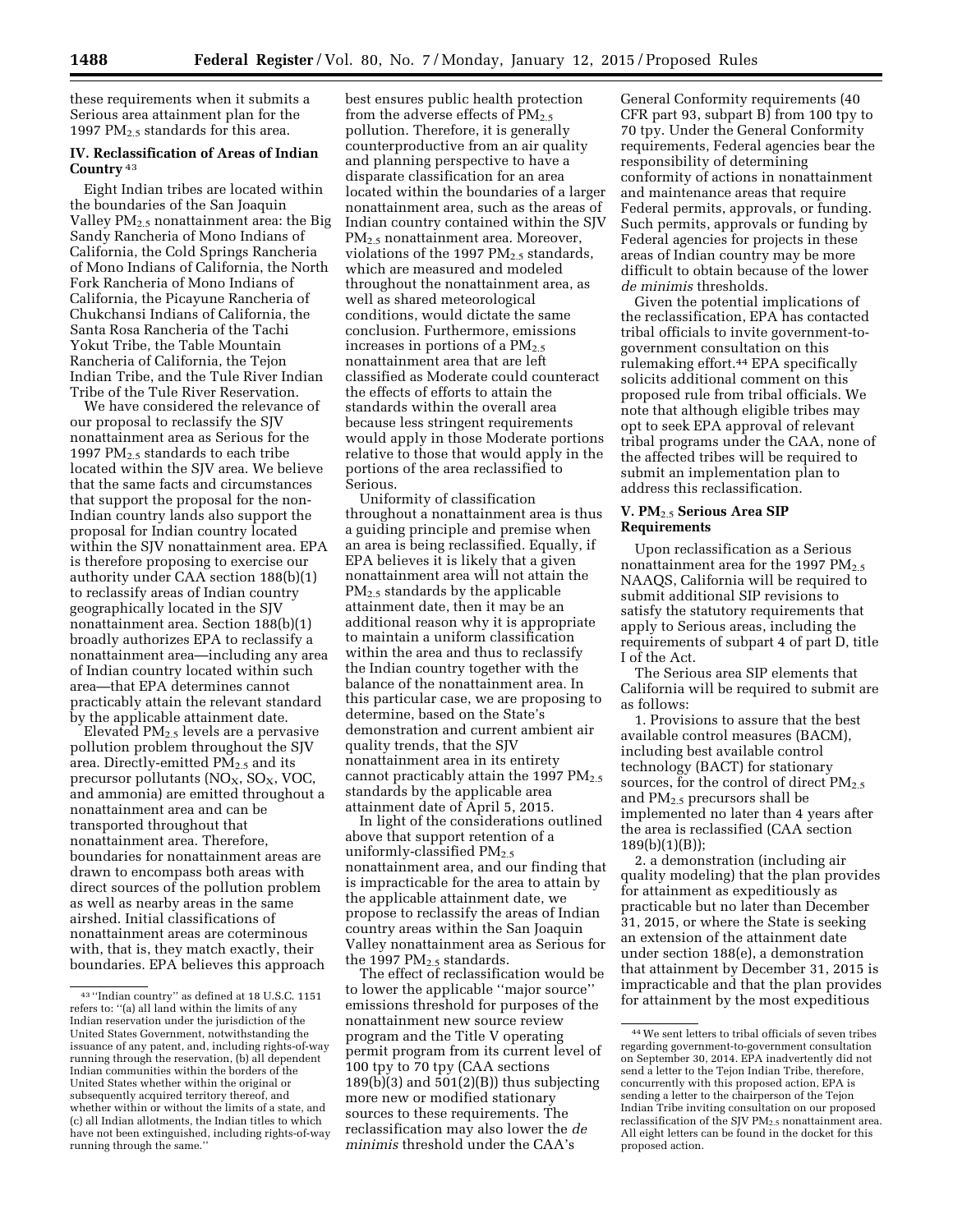these requirements when it submits a Serious area attainment plan for the 1997 $PM_{2.5}$ standards for this area.

## IV. Reclassification of Areas of Indian Country [43]

Eight Indian tribes are located within the boundaries of the San Joaquin Valley $PM_{2.5}$ nonattainment area: the Big Sandy Rancheria of Mono Indians of California, the Cold Springs Rancheria of Mono Indians of California, the North Fork Rancheria of Mono Indians of California, the Picayune Rancheria of Chukchansi Indians of California, the Santa Rosa Rancheria of the Tachi Yokut Tribe, the Table Mountain Rancheria of California, the Tejon Indian Tribe, and the Tule River Indian Tribe of the Tule River Reservation.

We have considered the relevance of our proposal to reclassify the SJV nonattainment area as Serious for the 1997 $PM_{2.5}$ standards to each tribe located within the SJV area. We believe that the same facts and circumstances that support the proposal for the non-Indian country lands also support the proposal for Indian country located within the SJV nonattainment area. EPA is therefore proposing to exercise our authority under CAA section 188(b)(1) to reclassify areas of Indian country geographically located in the SJV nonattainment area. Section 188(b)(1) broadly authorizes EPA to reclassify a nonattainment area—including any area of Indian country located within such area—that EPA determines cannot practicably attain the relevant standard by the applicable attainment date.

Elevated $PM_{2.5}$ levels are a pervasive pollution problem throughout the SJV area. Directly-emitted $PM_{2.5}$ and its precursor pollutants ($NO_X$, $SO_X$, VOC, and ammonia) are emitted throughout a nonattainment area and can be transported throughout that nonattainment area. Therefore, boundaries for nonattainment areas are drawn to encompass both areas with direct sources of the pollution problem as well as nearby areas in the same airshed. Initial classifications of nonattainment areas are coterminous with, that is, they match exactly, their boundaries. EPA believes this approach best ensures public health protection from the adverse effects of $PM_{2.5}$ pollution. Therefore, it is generally counterproductive from an air quality and planning perspective to have a disparate classification for an area located within the boundaries of a larger nonattainment area, such as the areas of Indian country contained within the SJV $PM_{2.5}$ nonattainment area. Moreover, violations of the 1997 $PM_{2.5}$ standards, which are measured and modeled throughout the nonattainment area, as well as shared meteorological conditions, would dictate the same conclusion. Furthermore, emissions increases in portions of a $PM_{2.5}$ nonattainment area that are left classified as Moderate could counteract the effects of efforts to attain the standards within the overall area because less stringent requirements would apply in those Moderate portions relative to those that would apply in the portions of the area reclassified to Serious.

Uniformity of classification throughout a nonattainment area is thus a guiding principle and premise when an area is being reclassified. Equally, if EPA believes it is likely that a given nonattainment area will not attain the $PM_{2.5}$ standards by the applicable attainment date, then it may be an additional reason why it is appropriate to maintain a uniform classification within the area and thus to reclassify the Indian country together with the balance of the nonattainment area. In this particular case, we are proposing to determine, based on the State's demonstration and current ambient air quality trends, that the SJV nonattainment area in its entirety cannot practicably attain the 1997 $PM_{2.5}$ standards by the applicable area attainment date of April 5, 2015.

In light of the considerations outlined above that support retention of a uniformly-classified $PM_{2.5}$ nonattainment area, and our finding that is impracticable for the area to attain by the applicable attainment date, we propose to reclassify the areas of Indian country areas within the San Joaquin Valley nonattainment area as Serious for the 1997 $PM_{2.5}$ standards.

The effect of reclassification would be to lower the applicable "major source" emissions threshold for purposes of the nonattainment new source review program and the Title V operating permit program from its current level of 100 tpy to 70 tpy (CAA sections 189(b)(3) and 501(2)(B)) thus subjecting more new or modified stationary sources to these requirements. The reclassification may also lower the *de minimis* threshold under the CAA's General Conformity requirements (40 CFR part 93, subpart B) from 100 tpy to 70 tpy. Under the General Conformity requirements, Federal agencies bear the responsibility of determining conformity of actions in nonattainment and maintenance areas that require Federal permits, approvals, or funding. Such permits, approvals or funding by Federal agencies for projects in these areas of Indian country may be more difficult to obtain because of the lower *de minimis* thresholds.

Given the potential implications of the reclassification, EPA has contacted tribal officials to invite government-to-government consultation on this rulemaking effort.[44] EPA specifically solicits additional comment on this proposed rule from tribal officials. We note that although eligible tribes may opt to seek EPA approval of relevant tribal programs under the CAA, none of the affected tribes will be required to submit an implementation plan to address this reclassification.

## V. $PM_{2.5}$ Serious Area SIP Requirements

Upon reclassification as a Serious nonattainment area for the 1997 $PM_{2.5}$ NAAQS, California will be required to submit additional SIP revisions to satisfy the statutory requirements that apply to Serious areas, including the requirements of subpart 4 of part D, title I of the Act.

The Serious area SIP elements that California will be required to submit are as follows:

1. Provisions to assure that the best available control measures (BACM), including best available control technology (BACT) for stationary sources, for the control of direct $PM_{2.5}$ and $PM_{2.5}$ precursors shall be implemented no later than 4 years after the area is reclassified (CAA section 189(b)(1)(B));

2. a demonstration (including air quality modeling) that the plan provides for attainment as expeditiously as practicable but no later than December 31, 2015, or where the State is seeking an extension of the attainment date under section 188(e), a demonstration that attainment by December 31, 2015 is impracticable and that the plan provides for attainment by the most expeditious

---

[43] "Indian country" as defined at 18 U.S.C. 1151 refers to: "(a) all land within the limits of any Indian reservation under the jurisdiction of the United States Government, notwithstanding the issuance of any patent, and, including rights-of-way running through the reservation, (b) all dependent Indian communities within the borders of the United States whether within the original or subsequently acquired territory thereof, and whether within or without the limits of a state, and (c) all Indian allotments, the Indian titles to which have not been extinguished, including rights-of-way running through the same."

[44] We sent letters to tribal officials of seven tribes regarding government-to-government consultation on September 30, 2014. EPA inadvertently did not send a letter to the Tejon Indian Tribe, therefore, concurrently with this proposed action, EPA is sending a letter to the chairperson of the Tejon Indian Tribe inviting consultation on our proposed reclassification of the SJV $PM_{2.5}$ nonattainment area. All eight letters can be found in the docket for this proposed action.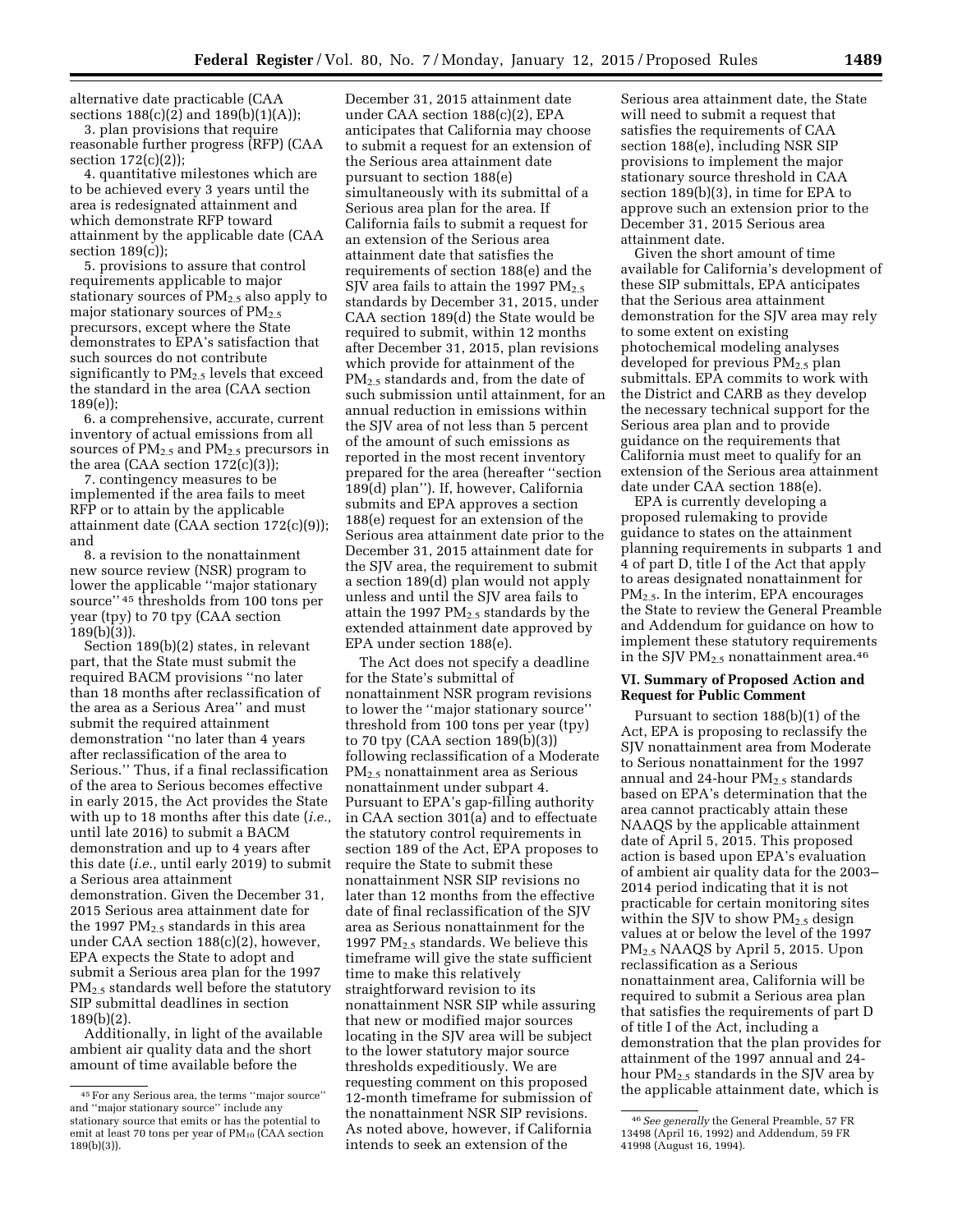alternative date practicable (CAA sections 188(c)(2) and 189(b)(1)(A));

3. plan provisions that require reasonable further progress (RFP) (CAA section 172(c)(2));

4. quantitative milestones which are to be achieved every 3 years until the area is redesignated attainment and which demonstrate RFP toward attainment by the applicable date (CAA section 189(c));

5. provisions to assure that control requirements applicable to major stationary sources of $PM_{2.5}$ also apply to major stationary sources of $PM_{2.5}$ precursors, except where the State demonstrates to EPA's satisfaction that such sources do not contribute significantly to $PM_{2.5}$ levels that exceed the standard in the area (CAA section 189(e));

6. a comprehensive, accurate, current inventory of actual emissions from all sources of $PM_{2.5}$ and $PM_{2.5}$ precursors in the area (CAA section 172(c)(3));

7. contingency measures to be implemented if the area fails to meet RFP or to attain by the applicable attainment date (CAA section 172(c)(9)); and

8. a revision to the nonattainment new source review (NSR) program to lower the applicable "major stationary source"[45] thresholds from 100 tons per year (tpy) to 70 tpy (CAA section 189(b)(3)).

Section 189(b)(2) states, in relevant part, that the State must submit the required BACM provisions "no later than 18 months after reclassification of the area as a Serious Area" and must submit the required attainment demonstration "no later than 4 years after reclassification of the area to Serious." Thus, if a final reclassification of the area to Serious becomes effective in early 2015, the Act provides the State with up to 18 months after this date (*i.e.,* until late 2016) to submit a BACM demonstration and up to 4 years after this date (*i.e.,* until early 2019) to submit a Serious area attainment demonstration. Given the December 31, 2015 Serious area attainment date for the 1997 $PM_{2.5}$ standards in this area under CAA section 188(c)(2), however, EPA expects the State to adopt and submit a Serious area plan for the 1997 $PM_{2.5}$ standards well before the statutory SIP submittal deadlines in section 189(b)(2).

Additionally, in light of the available ambient air quality data and the short amount of time available before the December 31, 2015 attainment date under CAA section 188(c)(2), EPA anticipates that California may choose to submit a request for an extension of the Serious area attainment date pursuant to section 188(e) simultaneously with its submittal of a Serious area plan for the area. If California fails to submit a request for an extension of the Serious area attainment date that satisfies the requirements of section 188(e) and the SJV area fails to attain the 1997 $PM_{2.5}$ standards by December 31, 2015, under CAA section 189(d) the State would be required to submit, within 12 months after December 31, 2015, plan revisions which provide for attainment of the $PM_{2.5}$ standards and, from the date of such submission until attainment, for an annual reduction in emissions within the SJV area of not less than 5 percent of the amount of such emissions as reported in the most recent inventory prepared for the area (hereafter "section 189(d) plan"). If, however, California submits and EPA approves a section 188(e) request for an extension of the Serious area attainment date prior to the December 31, 2015 attainment date for the SJV area, the requirement to submit a section 189(d) plan would not apply unless and until the SJV area fails to attain the 1997 $PM_{2.5}$ standards by the extended attainment date approved by EPA under section 188(e).

The Act does not specify a deadline for the State's submittal of nonattainment NSR program revisions to lower the "major stationary source" threshold from 100 tons per year (tpy) to 70 tpy (CAA section 189(b)(3)) following reclassification of a Moderate $PM_{2.5}$ nonattainment area as Serious nonattainment under subpart 4. Pursuant to EPA's gap-filling authority in CAA section 301(a) and to effectuate the statutory control requirements in section 189 of the Act, EPA proposes to require the State to submit these nonattainment NSR SIP revisions no later than 12 months from the effective date of final reclassification of the SJV area as Serious nonattainment for the 1997 $PM_{2.5}$ standards. We believe this timeframe will give the state sufficient time to make this relatively straightforward revision to its nonattainment NSR SIP while assuring that new or modified major sources locating in the SJV area will be subject to the lower statutory major source thresholds expeditiously. We are requesting comment on this proposed 12-month timeframe for submission of the nonattainment NSR SIP revisions. As noted above, however, if California intends to seek an extension of the Serious area attainment date, the State will need to submit a request that satisfies the requirements of CAA section 188(e), including NSR SIP provisions to implement the major stationary source threshold in CAA section 189(b)(3), in time for EPA to approve such an extension prior to the December 31, 2015 Serious area attainment date.

Given the short amount of time available for California's development of these SIP submittals, EPA anticipates that the Serious area attainment demonstration for the SJV area may rely to some extent on existing photochemical modeling analyses developed for previous $PM_{2.5}$ plan submittals. EPA commits to work with the District and CARB as they develop the necessary technical support for the Serious area plan and to provide guidance on the requirements that California must meet to qualify for an extension of the Serious area attainment date under CAA section 188(e).

EPA is currently developing a proposed rulemaking to provide guidance to states on the attainment planning requirements in subparts 1 and 4 of part D, title I of the Act that apply to areas designated nonattainment for $PM_{2.5}$. In the interim, EPA encourages the State to review the General Preamble and Addendum for guidance on how to implement these statutory requirements in the SJV $PM_{2.5}$ nonattainment area.[46]

## VI. Summary of Proposed Action and Request for Public Comment

Pursuant to section 188(b)(1) of the Act, EPA is proposing to reclassify the SJV nonattainment area from Moderate to Serious nonattainment for the 1997 annual and 24-hour $PM_{2.5}$ standards based on EPA's determination that the area cannot practicably attain these NAAQS by the applicable attainment date of April 5, 2015. This proposed action is based upon EPA's evaluation of ambient air quality data for the 2003–2014 period indicating that it is not practicable for certain monitoring sites within the SJV to show $PM_{2.5}$ design values at or below the level of the 1997 $PM_{2.5}$ NAAQS by April 5, 2015. Upon reclassification as a Serious nonattainment area, California will be required to submit a Serious area plan that satisfies the requirements of part D of title I of the Act, including a demonstration that the plan provides for attainment of the 1997 annual and 24-hour $PM_{2.5}$ standards in the SJV area by the applicable attainment date, which is

---

[45] For any Serious area, the terms "major source" and "major stationary source" include any stationary source that emits or has the potential to emit at least 70 tons per year of $PM_{10}$ (CAA section 189(b)(3)).

[46] *See generally* the General Preamble, 57 FR 13498 (April 16, 1992) and Addendum, 59 FR 41998 (August 16, 1994).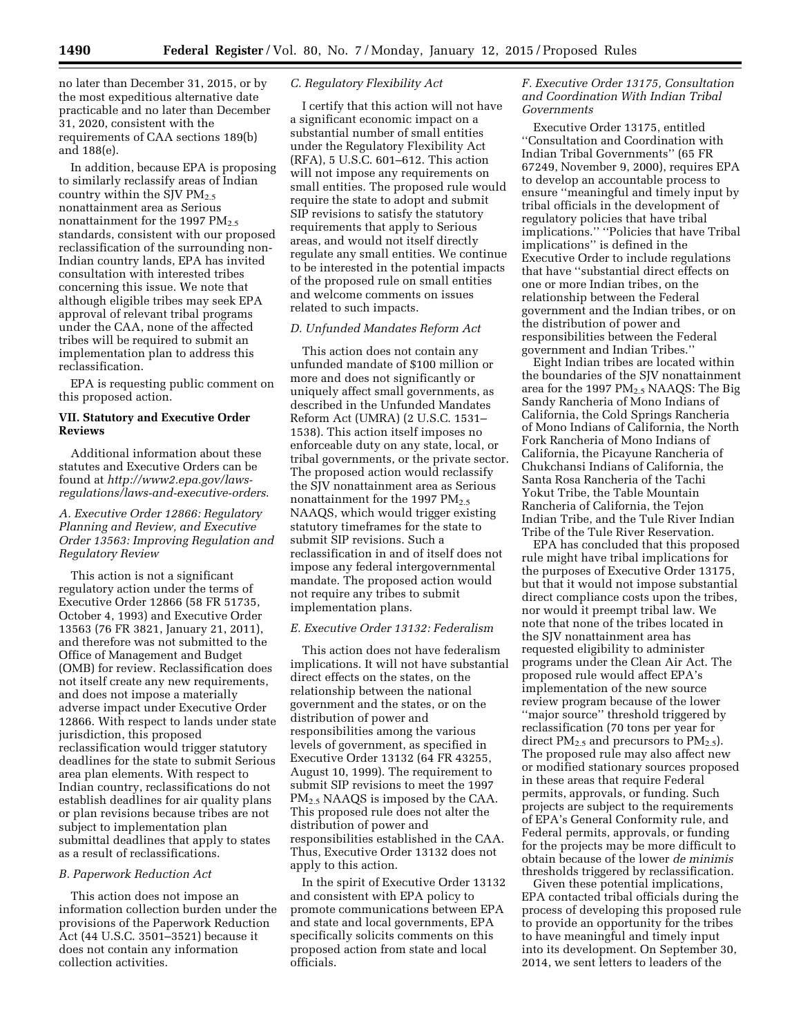no later than December 31, 2015, or by the most expeditious alternative date practicable and no later than December 31, 2020, consistent with the requirements of CAA sections 189(b) and 188(e).

In addition, because EPA is proposing to similarly reclassify areas of Indian country within the SJV $PM_{2.5}$ nonattainment area as Serious nonattainment for the 1997 $PM_{2.5}$ standards, consistent with our proposed reclassification of the surrounding non-Indian country lands, EPA has invited consultation with interested tribes concerning this issue. We note that although eligible tribes may seek EPA approval of relevant tribal programs under the CAA, none of the affected tribes will be required to submit an implementation plan to address this reclassification.

EPA is requesting public comment on this proposed action.

## VII. Statutory and Executive Order Reviews

Additional information about these statutes and Executive Orders can be found at *http://www2.epa.gov/laws-regulations/laws-and-executive-orders*.

### A. Executive Order 12866: Regulatory Planning and Review, and Executive Order 13563: Improving Regulation and Regulatory Review

This action is not a significant regulatory action under the terms of Executive Order 12866 (58 FR 51735, October 4, 1993) and Executive Order 13563 (76 FR 3821, January 21, 2011), and therefore was not submitted to the Office of Management and Budget (OMB) for review. Reclassification does not itself create any new requirements, and does not impose a materially adverse impact under Executive Order 12866. With respect to lands under state jurisdiction, this proposed reclassification would trigger statutory deadlines for the state to submit Serious area plan elements. With respect to Indian country, reclassifications do not establish deadlines for air quality plans or plan revisions because tribes are not subject to implementation plan submittal deadlines that apply to states as a result of reclassifications.

### B. Paperwork Reduction Act

This action does not impose an information collection burden under the provisions of the Paperwork Reduction Act (44 U.S.C. 3501–3521) because it does not contain any information collection activities.

### C. Regulatory Flexibility Act

I certify that this action will not have a significant economic impact on a substantial number of small entities under the Regulatory Flexibility Act (RFA), 5 U.S.C. 601–612. This action will not impose any requirements on small entities. The proposed rule would require the state to adopt and submit SIP revisions to satisfy the statutory requirements that apply to Serious areas, and would not itself directly regulate any small entities. We continue to be interested in the potential impacts of the proposed rule on small entities and welcome comments on issues related to such impacts.

### D. Unfunded Mandates Reform Act

This action does not contain any unfunded mandate of $100 million or more and does not significantly or uniquely affect small governments, as described in the Unfunded Mandates Reform Act (UMRA) (2 U.S.C. 1531–1538). This action itself imposes no enforceable duty on any state, local, or tribal governments, or the private sector. The proposed action would reclassify the SJV nonattainment area as Serious nonattainment for the 1997 $PM_{2.5}$ NAAQS, which would trigger existing statutory timeframes for the state to submit SIP revisions. Such a reclassification in and of itself does not impose any federal intergovernmental mandate. The proposed action would not require any tribes to submit implementation plans.

### E. Executive Order 13132: Federalism

This action does not have federalism implications. It will not have substantial direct effects on the states, on the relationship between the national government and the states, or on the distribution of power and responsibilities among the various levels of government, as specified in Executive Order 13132 (64 FR 43255, August 10, 1999). The requirement to submit SIP revisions to meet the 1997 $PM_{2.5}$ NAAQS is imposed by the CAA. This proposed rule does not alter the distribution of power and responsibilities established in the CAA. Thus, Executive Order 13132 does not apply to this action.

In the spirit of Executive Order 13132 and consistent with EPA policy to promote communications between EPA and state and local governments, EPA specifically solicits comments on this proposed action from state and local officials.

### F. Executive Order 13175, Consultation and Coordination With Indian Tribal Governments

Executive Order 13175, entitled ''Consultation and Coordination with Indian Tribal Governments'' (65 FR 67249, November 9, 2000), requires EPA to develop an accountable process to ensure ''meaningful and timely input by tribal officials in the development of regulatory policies that have tribal implications.'' ''Policies that have Tribal implications'' is defined in the Executive Order to include regulations that have ''substantial direct effects on one or more Indian tribes, on the relationship between the Federal government and the Indian tribes, or on the distribution of power and responsibilities between the Federal government and Indian Tribes.''

Eight Indian tribes are located within the boundaries of the SJV nonattainment area for the 1997 $PM_{2.5}$ NAAQS: The Big Sandy Rancheria of Mono Indians of California, the Cold Springs Rancheria of Mono Indians of California, the North Fork Rancheria of Mono Indians of California, the Picayune Rancheria of Chukchansi Indians of California, the Santa Rosa Rancheria of the Tachi Yokut Tribe, the Table Mountain Rancheria of California, the Tejon Indian Tribe, and the Tule River Indian Tribe of the Tule River Reservation.

EPA has concluded that this proposed rule might have tribal implications for the purposes of Executive Order 13175, but that it would not impose substantial direct compliance costs upon the tribes, nor would it preempt tribal law. We note that none of the tribes located in the SJV nonattainment area has requested eligibility to administer programs under the Clean Air Act. The proposed rule would affect EPA's implementation of the new source review program because of the lower ''major source'' threshold triggered by reclassification (70 tons per year for direct $PM_{2.5}$ and precursors to $PM_{2.5}$). The proposed rule may also affect new or modified stationary sources proposed in these areas that require Federal permits, approvals, or funding. Such projects are subject to the requirements of EPA's General Conformity rule, and Federal permits, approvals, or funding for the projects may be more difficult to obtain because of the lower *de minimis* thresholds triggered by reclassification.

Given these potential implications, EPA contacted tribal officials during the process of developing this proposed rule to provide an opportunity for the tribes to have meaningful and timely input into its development. On September 30, 2014, we sent letters to leaders of the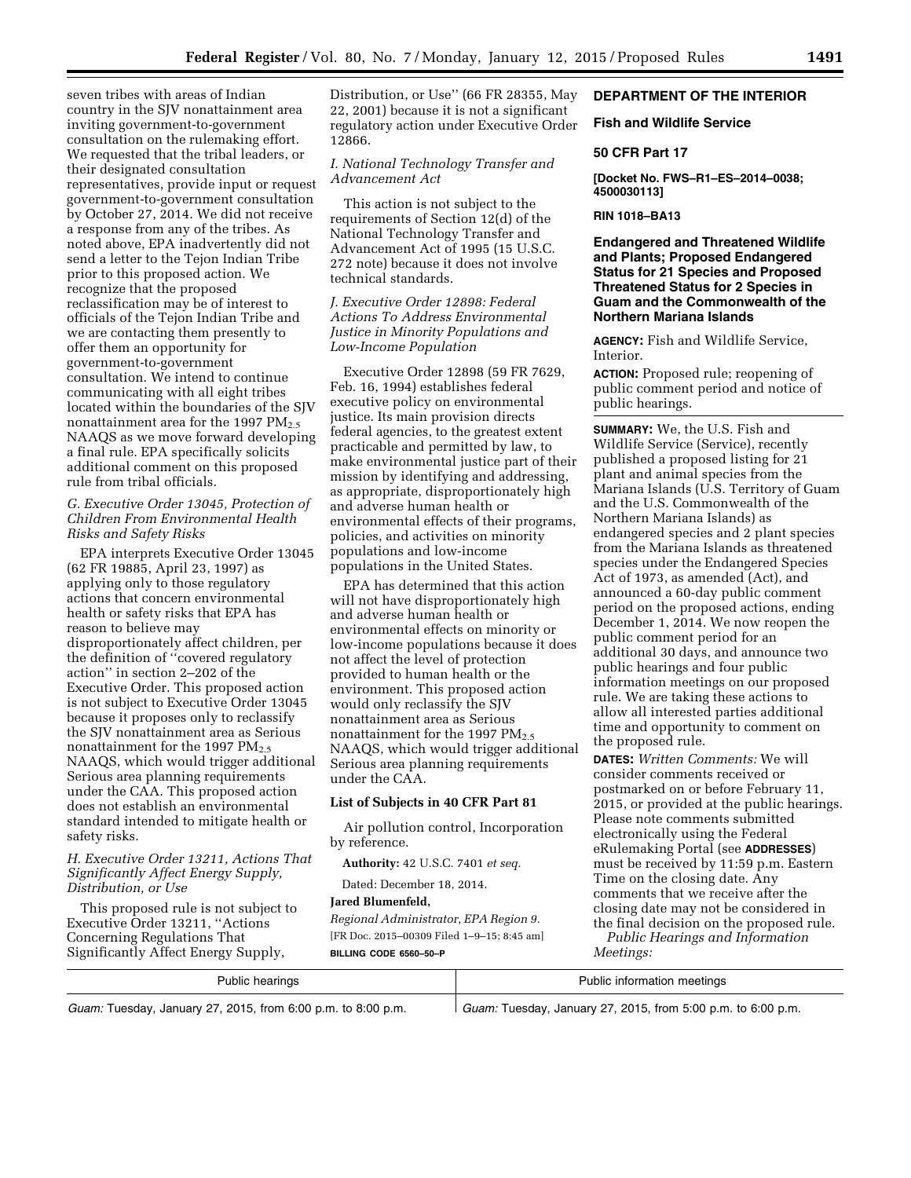seven tribes with areas of Indian country in the SJV nonattainment area inviting government-to-government consultation on the rulemaking effort. We requested that the tribal leaders, or their designated consultation representatives, provide input or request government-to-government consultation by October 27, 2014. We did not receive a response from any of the tribes. As noted above, EPA inadvertently did not send a letter to the Tejon Indian Tribe prior to this proposed action. We recognize that the proposed reclassification may be of interest to officials of the Tejon Indian Tribe and we are contacting them presently to offer them an opportunity for government-to-government consultation. We intend to continue communicating with all eight tribes located within the boundaries of the SJV nonattainment area for the 1997 $PM_{2.5}$ NAAQS as we move forward developing a final rule. EPA specifically solicits additional comment on this proposed rule from tribal officials.

### *G. Executive Order 13045, Protection of Children From Environmental Health Risks and Safety Risks*

EPA interprets Executive Order 13045 (62 FR 19885, April 23, 1997) as applying only to those regulatory actions that concern environmental health or safety risks that EPA has reason to believe may disproportionately affect children, per the definition of ''covered regulatory action'' in section 2–202 of the Executive Order. This proposed action is not subject to Executive Order 13045 because it proposes only to reclassify the SJV nonattainment area as Serious nonattainment for the 1997 $PM_{2.5}$ NAAQS, which would trigger additional Serious area planning requirements under the CAA. This proposed action does not establish an environmental standard intended to mitigate health or safety risks.

### *H. Executive Order 13211, Actions That Significantly Affect Energy Supply, Distribution, or Use*

This proposed rule is not subject to Executive Order 13211, ''Actions Concerning Regulations That Significantly Affect Energy Supply, Distribution, or Use'' (66 FR 28355, May 22, 2001) because it is not a significant regulatory action under Executive Order 12866.

### *I. National Technology Transfer and Advancement Act*

This action is not subject to the requirements of Section 12(d) of the National Technology Transfer and Advancement Act of 1995 (15 U.S.C. 272 note) because it does not involve technical standards.

### *J. Executive Order 12898: Federal Actions To Address Environmental Justice in Minority Populations and Low-Income Population*

Executive Order 12898 (59 FR 7629, Feb. 16, 1994) establishes federal executive policy on environmental justice. Its main provision directs federal agencies, to the greatest extent practicable and permitted by law, to make environmental justice part of their mission by identifying and addressing, as appropriate, disproportionately high and adverse human health or environmental effects of their programs, policies, and activities on minority populations and low-income populations in the United States.

EPA has determined that this action will not have disproportionately high and adverse human health or environmental effects on minority or low-income populations because it does not affect the level of protection provided to human health or the environment. This proposed action would only reclassify the SJV nonattainment area as Serious nonattainment for the 1997 $PM_{2.5}$ NAAQS, which would trigger additional Serious area planning requirements under the CAA.

### List of Subjects in 40 CFR Part 81

Air pollution control, Incorporation by reference.

**Authority:** 42 U.S.C. 7401 *et seq.*

Dated: December 18, 2014.

**Jared Blumenfeld,**

*Regional Administrator, EPA Region 9.*

[FR Doc. 2015–00309 Filed 1–9–15; 8:45 am]

**BILLING CODE 6560–50–P**

## DEPARTMENT OF THE INTERIOR

## Fish and Wildlife Service

## 50 CFR Part 17

**[Docket No. FWS–R1–ES–2014–0038; 4500030113]**

**RIN 1018–BA13**

## Endangered and Threatened Wildlife and Plants; Proposed Endangered Status for 21 Species and Proposed Threatened Status for 2 Species in Guam and the Commonwealth of the Northern Mariana Islands

**AGENCY:** Fish and Wildlife Service, Interior.

**ACTION:** Proposed rule; reopening of public comment period and notice of public hearings.

**SUMMARY:** We, the U.S. Fish and Wildlife Service (Service), recently published a proposed listing for 21 plant and animal species from the Mariana Islands (U.S. Territory of Guam and the U.S. Commonwealth of the Northern Mariana Islands) as endangered species and 2 plant species from the Mariana Islands as threatened species under the Endangered Species Act of 1973, as amended (Act), and announced a 60-day public comment period on the proposed actions, ending December 1, 2014. We now reopen the public comment period for an additional 30 days, and announce two public hearings and four public information meetings on our proposed rule. We are taking these actions to allow all interested parties additional time and opportunity to comment on the proposed rule.

**DATES:** *Written Comments:* We will consider comments received or postmarked on or before February 11, 2015, or provided at the public hearings. Please note comments submitted electronically using the Federal eRulemaking Portal (see **ADDRESSES**) must be received by 11:59 p.m. Eastern Time on the closing date. Any comments that we receive after the closing date may not be considered in the final decision on the proposed rule.

*Public Hearings and Information Meetings:*

| Public hearings | Public information meetings |
|---|---|
| *Guam:* Tuesday, January 27, 2015, from 6:00 p.m. to 8:00 p.m. | *Guam:* Tuesday, January 27, 2015, from 5:00 p.m. to 6:00 p.m. |